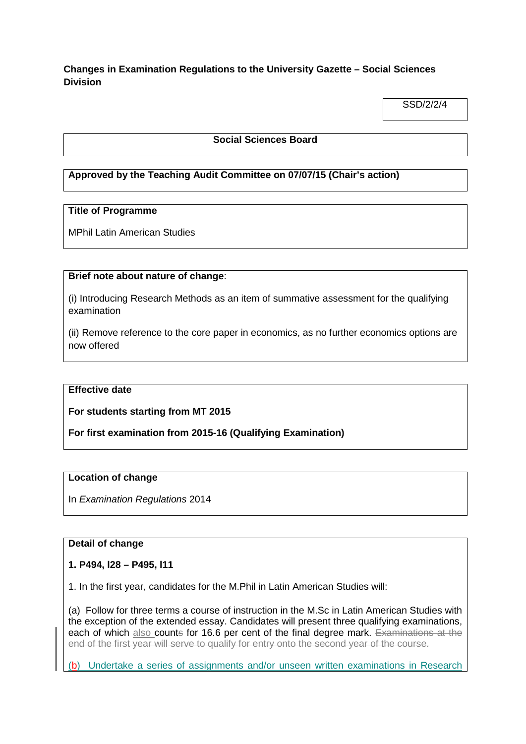**Changes in Examination Regulations to the University Gazette – Social Sciences Division**

SSD/2/2/4

**Social Sciences Board**

**Approved by the Teaching Audit Committee on 07/07/15 (Chair's action)**

**Title of Programme**

MPhil Latin American Studies

**Brief note about nature of change**:

(i) Introducing Research Methods as an item of summative assessment for the qualifying examination

(ii) Remove reference to the core paper in economics, as no further economics options are now offered

**Effective date**

**For students starting from MT 2015**

**For first examination from 2015-16 (Qualifying Examination)**

**Location of change**

In *Examination Regulations* 2014

**Detail of change**

**1. P494, l28 – P495, l11**

1. In the first year, candidates for the M.Phil in Latin American Studies will:

(a) Follow for three terms a course of instruction in the M.Sc in Latin American Studies with the exception of the extended essay. Candidates will present three qualifying examinations, each of which also counts for 16.6 per cent of the final degree mark. ~~Examinations at the end of the first year will serve to qualify for entry onto the second year of the course.~~

(b) Undertake a series of assignments and/or unseen written examinations in Research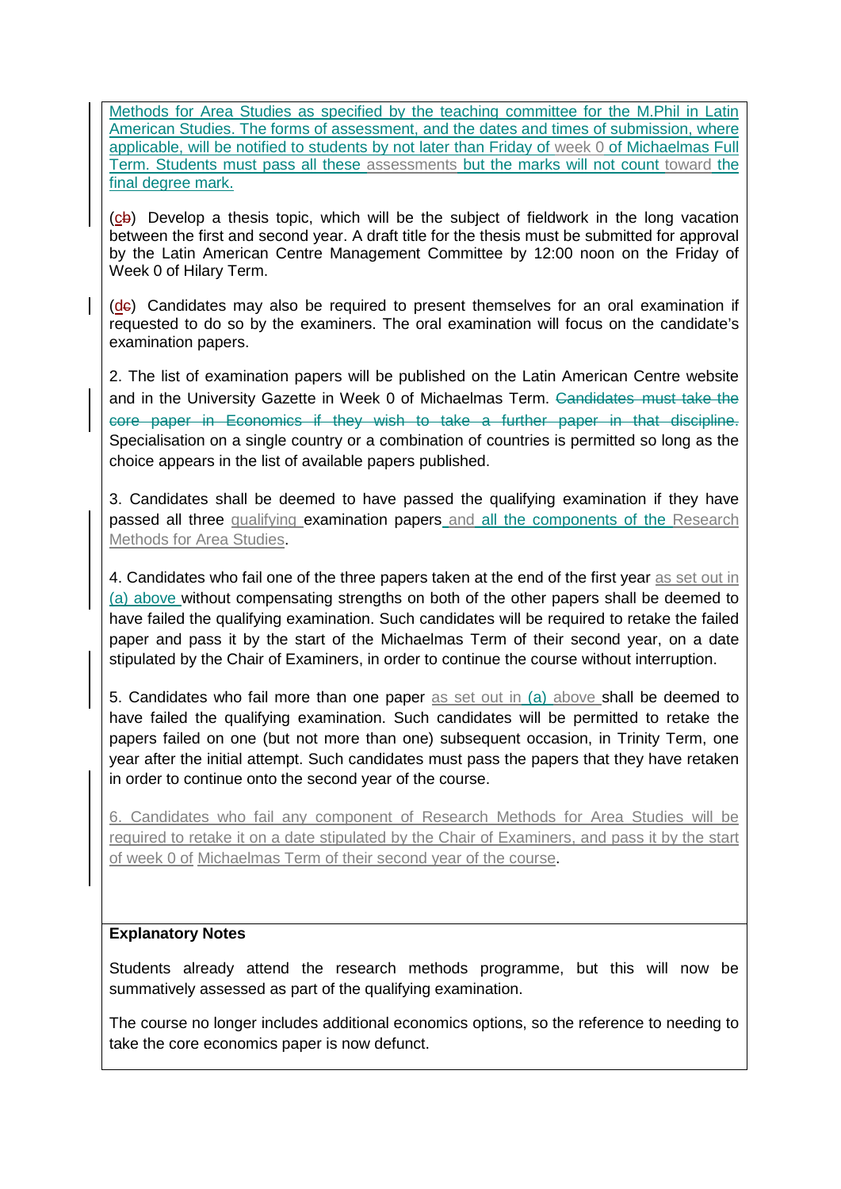Methods for Area Studies as specified by the teaching committee for the M.Phil in Latin American Studies. The forms of assessment, and the dates and times of submission, where applicable, will be notified to students by not later than Friday of week 0 of Michaelmas Full Term. Students must pass all these assessments but the marks will not count toward the final degree mark.

(cb) Develop a thesis topic, which will be the subject of fieldwork in the long vacation between the first and second year. A draft title for the thesis must be submitted for approval by the Latin American Centre Management Committee by 12:00 noon on the Friday of Week 0 of Hilary Term.

(dc) Candidates may also be required to present themselves for an oral examination if requested to do so by the examiners. The oral examination will focus on the candidate's examination papers.

2. The list of examination papers will be published on the Latin American Centre website and in the University Gazette in Week 0 of Michaelmas Term. ~~Candidates must take the core paper in Economics if they wish to take a further paper in that discipline.~~ Specialisation on a single country or a combination of countries is permitted so long as the choice appears in the list of available papers published.

3. Candidates shall be deemed to have passed the qualifying examination if they have passed all three qualifying examination papers and all the components of the Research Methods for Area Studies.

4. Candidates who fail one of the three papers taken at the end of the first year as set out in (a) above without compensating strengths on both of the other papers shall be deemed to have failed the qualifying examination. Such candidates will be required to retake the failed paper and pass it by the start of the Michaelmas Term of their second year, on a date stipulated by the Chair of Examiners, in order to continue the course without interruption.

5. Candidates who fail more than one paper as set out in (a) above shall be deemed to have failed the qualifying examination. Such candidates will be permitted to retake the papers failed on one (but not more than one) subsequent occasion, in Trinity Term, one year after the initial attempt. Such candidates must pass the papers that they have retaken in order to continue onto the second year of the course.

6. Candidates who fail any component of Research Methods for Area Studies will be required to retake it on a date stipulated by the Chair of Examiners, and pass it by the start of week 0 of Michaelmas Term of their second year of the course.

**Explanatory Notes**

Students already attend the research methods programme, but this will now be summatively assessed as part of the qualifying examination.

The course no longer includes additional economics options, so the reference to needing to take the core economics paper is now defunct.